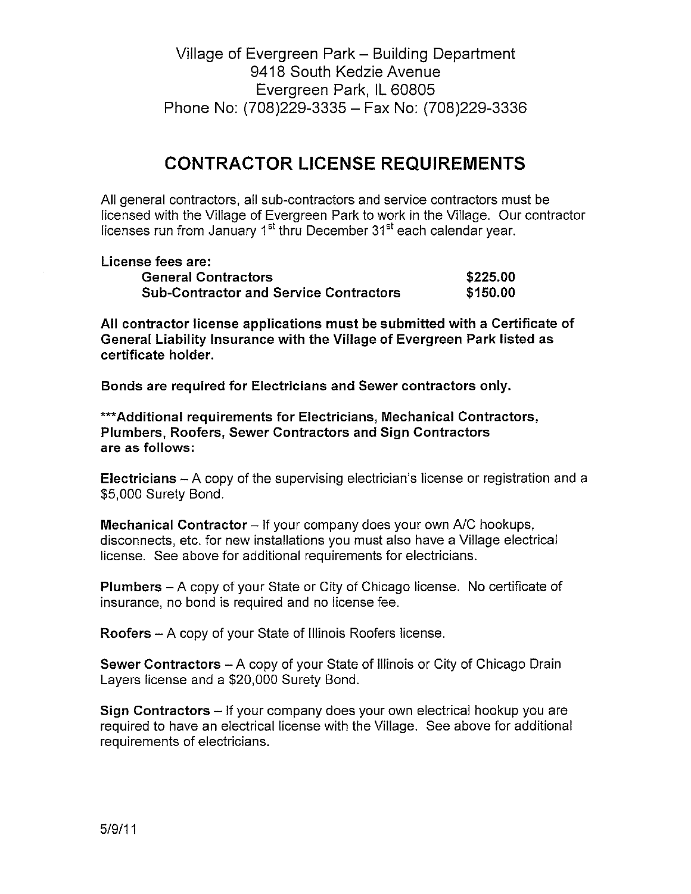Village of Evergreen Park – Building Department
9418 South Kedzie Avenue
Evergreen Park, IL 60805
Phone No: (708)229-3335 – Fax No: (708)229-3336

# CONTRACTOR LICENSE REQUIREMENTS

All general contractors, all sub-contractors and service contractors must be licensed with the Village of Evergreen Park to work in the Village. Our contractor licenses run from January 1st thru December 31st each calendar year.

**License fees are:**

| | |
|---|---|
| **General Contractors** | **$225.00** |
| **Sub-Contractor and Service Contractors** | **$150.00** |

**All contractor license applications must be submitted with a Certificate of General Liability Insurance with the Village of Evergreen Park listed as certificate holder.**

**Bonds are required for Electricians and Sewer contractors only.**

**\*\*\*Additional requirements for Electricians, Mechanical Contractors, Plumbers, Roofers, Sewer Contractors and Sign Contractors are as follows:**

**Electricians** – A copy of the supervising electrician's license or registration and a $5,000 Surety Bond.

**Mechanical Contractor** – If your company does your own A/C hookups, disconnects, etc. for new installations you must also have a Village electrical license. See above for additional requirements for electricians.

**Plumbers** – A copy of your State or City of Chicago license. No certificate of insurance, no bond is required and no license fee.

**Roofers** – A copy of your State of Illinois Roofers license.

**Sewer Contractors** – A copy of your State of Illinois or City of Chicago Drain Layers license and a $20,000 Surety Bond.

**Sign Contractors** – If your company does your own electrical hookup you are required to have an electrical license with the Village. See above for additional requirements of electricians.

5/9/11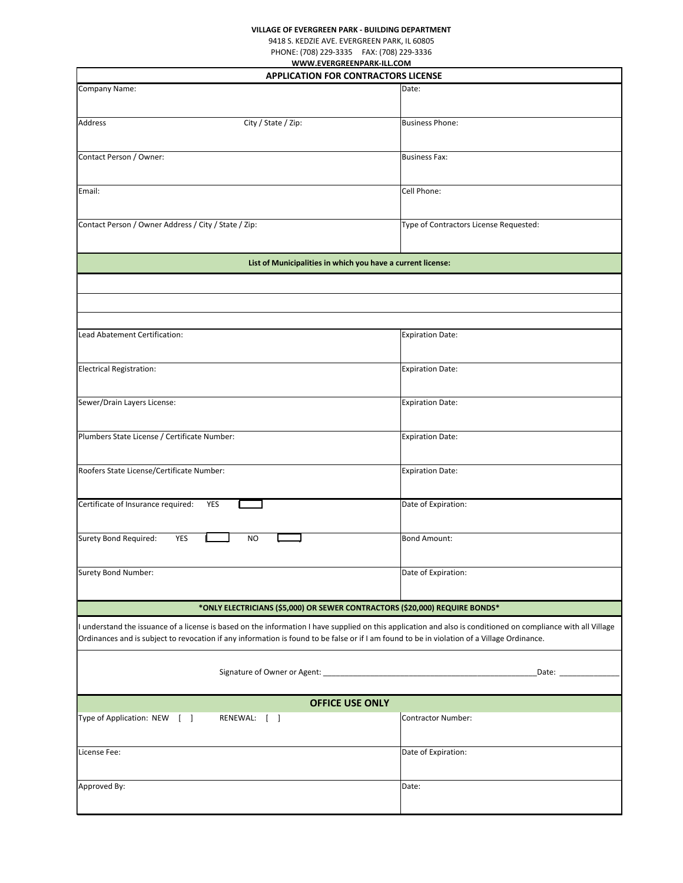**VILLAGE OF EVERGREEN PARK - BUILDING DEPARTMENT**

9418 S. KEDZIE AVE. EVERGREEN PARK, IL 60805

PHONE: (708) 229-3335 FAX: (708) 229-3336

**WWW.EVERGREENPARK-ILL.COM**

## APPLICATION FOR CONTRACTORS LICENSE

| | |
|---|---|
| Company Name: | Date: |
| Address City / State / Zip: | Business Phone: |
| Contact Person / Owner: | Business Fax: |
| Email: | Cell Phone: |
| Contact Person / Owner Address / City / State / Zip: | Type of Contractors License Requested: |

**List of Municipalities in which you have a current license:**

| | |
|---|---|
| Lead Abatement Certification: | Expiration Date: |
| Electrical Registration: | Expiration Date: |
| Sewer/Drain Layers License: | Expiration Date: |
| Plumbers State License / Certificate Number: | Expiration Date: |
| Roofers State License/Certificate Number: | Expiration Date: |
| Certificate of Insurance required: YES [ ] | Date of Expiration: |
| Surety Bond Required: YES [ ] NO [ ] | Bond Amount: |
| Surety Bond Number: | Date of Expiration: |

**\*ONLY ELECTRICIANS ($5,000) OR SEWER CONTRACTORS ($20,000) REQUIRE BONDS\***

I understand the issuance of a license is based on the information I have supplied on this application and also is conditioned on compliance with all Village Ordinances and is subject to revocation if any information is found to be false or if I am found to be in violation of a Village Ordinance.

Signature of Owner or Agent: ___________________________________________________Date: ______________

## OFFICE USE ONLY

| | |
|---|---|
| Type of Application: NEW [ ] RENEWAL: [ ] | Contractor Number: |
| License Fee: | Date of Expiration: |
| Approved By: | Date: |